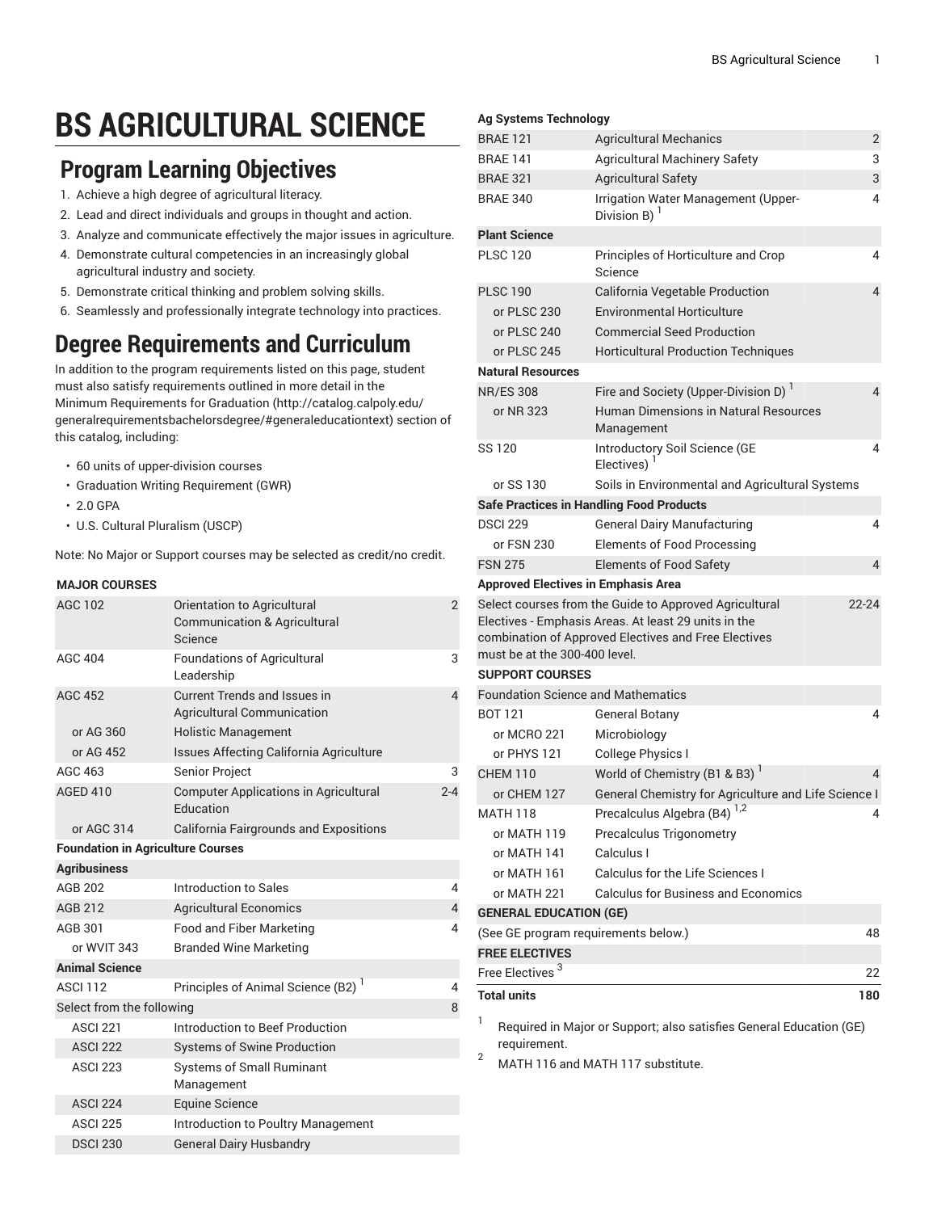# BS AGRICULTURAL SCIENCE

## Program Learning Objectives

1. Achieve a high degree of agricultural literacy.
2. Lead and direct individuals and groups in thought and action.
3. Analyze and communicate effectively the major issues in agriculture.
4. Demonstrate cultural competencies in an increasingly global agricultural industry and society.
5. Demonstrate critical thinking and problem solving skills.
6. Seamlessly and professionally integrate technology into practices.

## Degree Requirements and Curriculum

In addition to the program requirements listed on this page, student must also satisfy requirements outlined in more detail in the Minimum Requirements for Graduation (http://catalog.calpoly.edu/generalrequirementsbachelorsdegree/#generaleducationtext) section of this catalog, including:

- 60 units of upper-division courses
- Graduation Writing Requirement (GWR)
- 2.0 GPA
- U.S. Cultural Pluralism (USCP)

Note: No Major or Support courses may be selected as credit/no credit.

| Course | Title | Units |
|---|---|---|
| **MAJOR COURSES** | | |
| AGC 102 | Orientation to Agricultural Communication & Agricultural Science | 2 |
| AGC 404 | Foundations of Agricultural Leadership | 3 |
| AGC 452 | Current Trends and Issues in Agricultural Communication | 4 |
| or AG 360 | Holistic Management | |
| or AG 452 | Issues Affecting California Agriculture | |
| AGC 463 | Senior Project | 3 |
| AGED 410 | Computer Applications in Agricultural Education | 2-4 |
| or AGC 314 | California Fairgrounds and Expositions | |
| **Foundation in Agriculture Courses** | | |
| **Agribusiness** | | |
| AGB 202 | Introduction to Sales | 4 |
| AGB 212 | Agricultural Economics | 4 |
| AGB 301 | Food and Fiber Marketing | 4 |
| or WVIT 343 | Branded Wine Marketing | |
| **Animal Science** | | |
| ASCI 112 | Principles of Animal Science (B2) [1] | 4 |
| Select from the following | | 8 |
| ASCI 221 | Introduction to Beef Production | |
| ASCI 222 | Systems of Swine Production | |
| ASCI 223 | Systems of Small Ruminant Management | |
| ASCI 224 | Equine Science | |
| ASCI 225 | Introduction to Poultry Management | |
| DSCI 230 | General Dairy Husbandry | |
| **Ag Systems Technology** | | |
| BRAE 121 | Agricultural Mechanics | 2 |
| BRAE 141 | Agricultural Machinery Safety | 3 |
| BRAE 321 | Agricultural Safety | 3 |
| BRAE 340 | Irrigation Water Management (Upper-Division B) [1] | 4 |
| **Plant Science** | | |
| PLSC 120 | Principles of Horticulture and Crop Science | 4 |
| PLSC 190 | California Vegetable Production | 4 |
| or PLSC 230 | Environmental Horticulture | |
| or PLSC 240 | Commercial Seed Production | |
| or PLSC 245 | Horticultural Production Techniques | |
| **Natural Resources** | | |
| NR/ES 308 | Fire and Society (Upper-Division D) [1] | 4 |
| or NR 323 | Human Dimensions in Natural Resources Management | |
| SS 120 | Introductory Soil Science (GE Electives) [1] | 4 |
| or SS 130 | Soils in Environmental and Agricultural Systems | |
| **Safe Practices in Handling Food Products** | | |
| DSCI 229 | General Dairy Manufacturing | 4 |
| or FSN 230 | Elements of Food Processing | |
| FSN 275 | Elements of Food Safety | 4 |
| **Approved Electives in Emphasis Area** | | |
| Select courses from the Guide to Approved Agricultural Electives - Emphasis Areas. At least 29 units in the combination of Approved Electives and Free Electives must be at the 300-400 level. | | 22-24 |
| **SUPPORT COURSES** | | |
| Foundation Science and Mathematics | | |
| BOT 121 | General Botany | 4 |
| or MCRO 221 | Microbiology | |
| or PHYS 121 | College Physics I | |
| CHEM 110 | World of Chemistry (B1 & B3) [1] | 4 |
| or CHEM 127 | General Chemistry for Agriculture and Life Science I | |
| MATH 118 | Precalculus Algebra (B4) [1,2] | 4 |
| or MATH 119 | Precalculus Trigonometry | |
| or MATH 141 | Calculus I | |
| or MATH 161 | Calculus for the Life Sciences I | |
| or MATH 221 | Calculus for Business and Economics | |
| **GENERAL EDUCATION (GE)** | | |
| (See GE program requirements below.) | | 48 |
| **FREE ELECTIVES** | | |
| Free Electives [3] | | 22 |
| **Total units** | | **180** |

1. Required in Major or Support; also satisfies General Education (GE) requirement.
2. MATH 116 and MATH 117 substitute.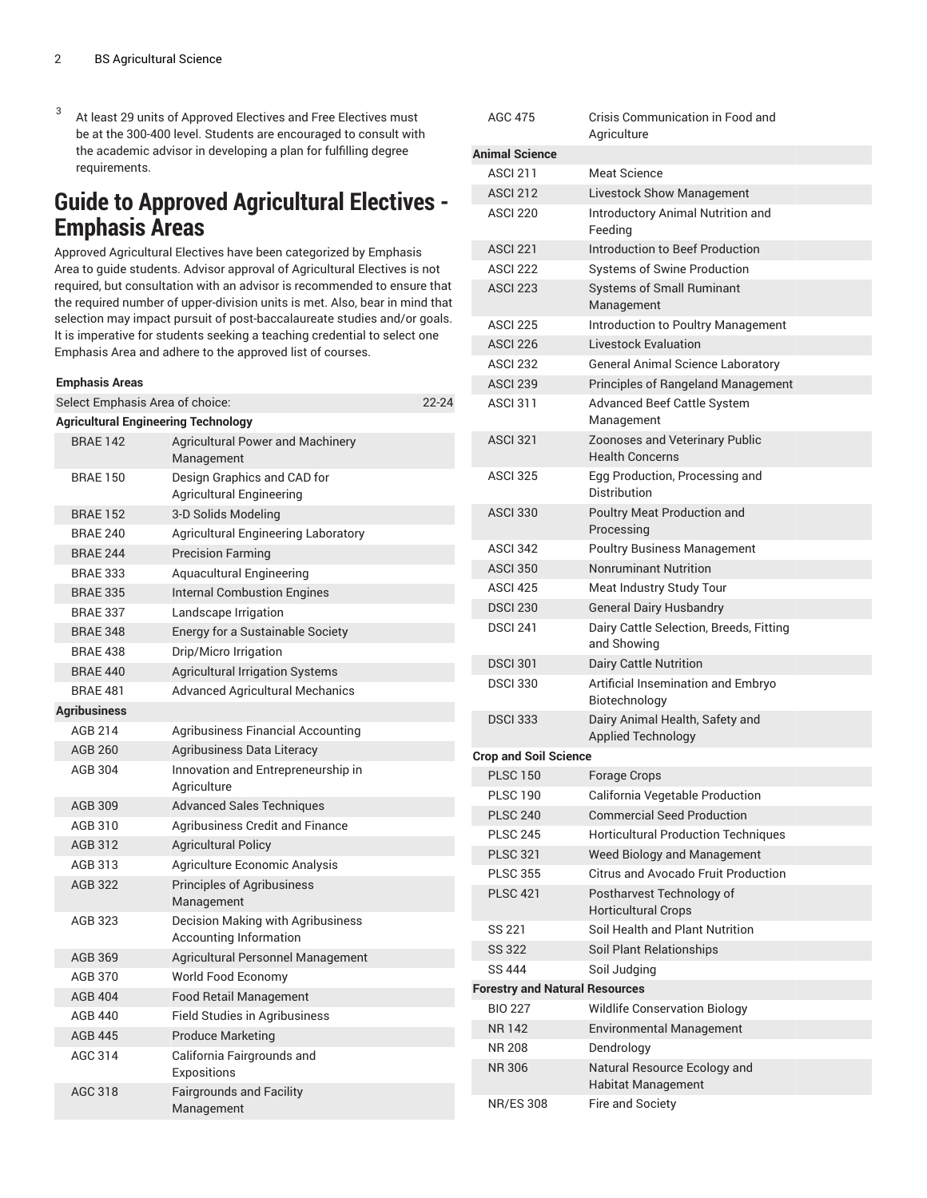[3] At least 29 units of Approved Electives and Free Electives must be at the 300-400 level. Students are encouraged to consult with the academic advisor in developing a plan for fulfilling degree requirements.

## Guide to Approved Agricultural Electives - Emphasis Areas

Approved Agricultural Electives have been categorized by Emphasis Area to guide students. Advisor approval of Agricultural Electives is not required, but consultation with an advisor is recommended to ensure that the required number of upper-division units is met. Also, bear in mind that selection may impact pursuit of post-baccalaureate studies and/or goals. It is imperative for students seeking a teaching credential to select one Emphasis Area and adhere to the approved list of courses.

| Emphasis Areas | | |
|---|---|---|
| Select Emphasis Area of choice: | | 22-24 |
| **Agricultural Engineering Technology** | | |
| BRAE 142 | Agricultural Power and Machinery Management | |
| BRAE 150 | Design Graphics and CAD for Agricultural Engineering | |
| BRAE 152 | 3-D Solids Modeling | |
| BRAE 240 | Agricultural Engineering Laboratory | |
| BRAE 244 | Precision Farming | |
| BRAE 333 | Aquacultural Engineering | |
| BRAE 335 | Internal Combustion Engines | |
| BRAE 337 | Landscape Irrigation | |
| BRAE 348 | Energy for a Sustainable Society | |
| BRAE 438 | Drip/Micro Irrigation | |
| BRAE 440 | Agricultural Irrigation Systems | |
| BRAE 481 | Advanced Agricultural Mechanics | |
| **Agribusiness** | | |
| AGB 214 | Agribusiness Financial Accounting | |
| AGB 260 | Agribusiness Data Literacy | |
| AGB 304 | Innovation and Entrepreneurship in Agriculture | |
| AGB 309 | Advanced Sales Techniques | |
| AGB 310 | Agribusiness Credit and Finance | |
| AGB 312 | Agricultural Policy | |
| AGB 313 | Agriculture Economic Analysis | |
| AGB 322 | Principles of Agribusiness Management | |
| AGB 323 | Decision Making with Agribusiness Accounting Information | |
| AGB 369 | Agricultural Personnel Management | |
| AGB 370 | World Food Economy | |
| AGB 404 | Food Retail Management | |
| AGB 440 | Field Studies in Agribusiness | |
| AGB 445 | Produce Marketing | |
| AGC 314 | California Fairgrounds and Expositions | |
| AGC 318 | Fairgrounds and Facility Management | |
| AGC 475 | Crisis Communication in Food and Agriculture | |
| **Animal Science** | | |
| ASCI 211 | Meat Science | |
| ASCI 212 | Livestock Show Management | |
| ASCI 220 | Introductory Animal Nutrition and Feeding | |
| ASCI 221 | Introduction to Beef Production | |
| ASCI 222 | Systems of Swine Production | |
| ASCI 223 | Systems of Small Ruminant Management | |
| ASCI 225 | Introduction to Poultry Management | |
| ASCI 226 | Livestock Evaluation | |
| ASCI 232 | General Animal Science Laboratory | |
| ASCI 239 | Principles of Rangeland Management | |
| ASCI 311 | Advanced Beef Cattle System Management | |
| ASCI 321 | Zoonoses and Veterinary Public Health Concerns | |
| ASCI 325 | Egg Production, Processing and Distribution | |
| ASCI 330 | Poultry Meat Production and Processing | |
| ASCI 342 | Poultry Business Management | |
| ASCI 350 | Nonruminant Nutrition | |
| ASCI 425 | Meat Industry Study Tour | |
| DSCI 230 | General Dairy Husbandry | |
| DSCI 241 | Dairy Cattle Selection, Breeds, Fitting and Showing | |
| DSCI 301 | Dairy Cattle Nutrition | |
| DSCI 330 | Artificial Insemination and Embryo Biotechnology | |
| DSCI 333 | Dairy Animal Health, Safety and Applied Technology | |
| **Crop and Soil Science** | | |
| PLSC 150 | Forage Crops | |
| PLSC 190 | California Vegetable Production | |
| PLSC 240 | Commercial Seed Production | |
| PLSC 245 | Horticultural Production Techniques | |
| PLSC 321 | Weed Biology and Management | |
| PLSC 355 | Citrus and Avocado Fruit Production | |
| PLSC 421 | Postharvest Technology of Horticultural Crops | |
| SS 221 | Soil Health and Plant Nutrition | |
| SS 322 | Soil Plant Relationships | |
| SS 444 | Soil Judging | |
| **Forestry and Natural Resources** | | |
| BIO 227 | Wildlife Conservation Biology | |
| NR 142 | Environmental Management | |
| NR 208 | Dendrology | |
| NR 306 | Natural Resource Ecology and Habitat Management | |
| NR/ES 308 | Fire and Society | |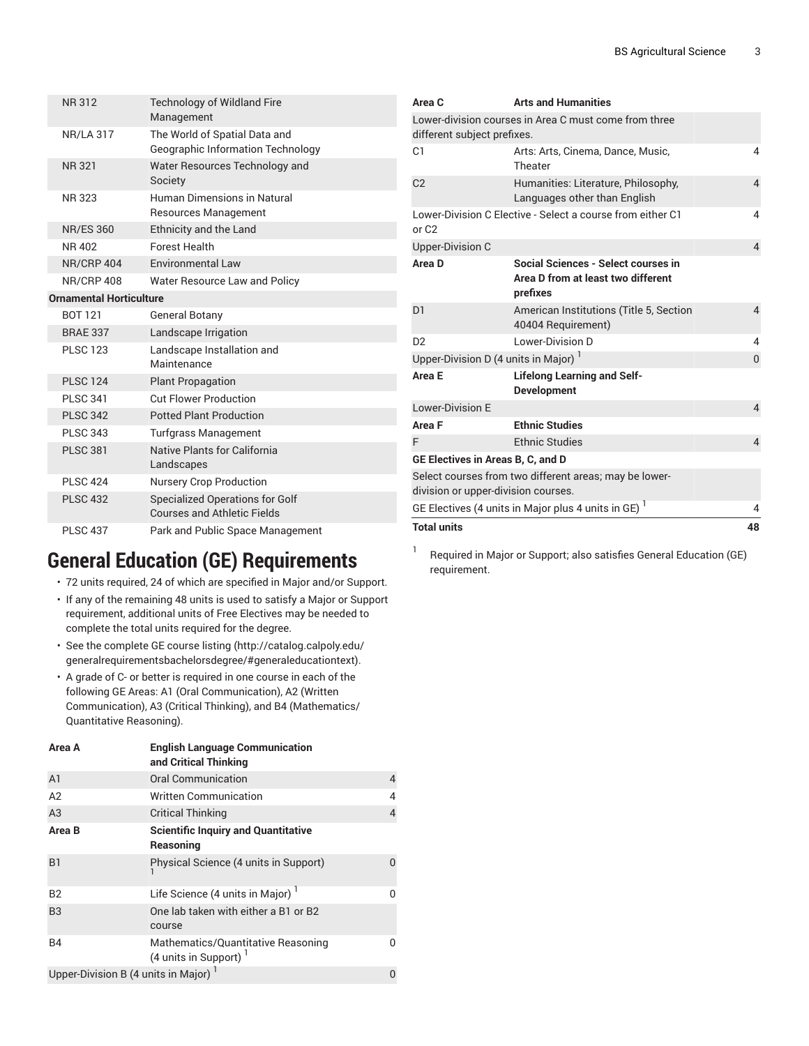| | |
|---|---|
| NR 312 | Technology of Wildland Fire Management |
| NR/LA 317 | The World of Spatial Data and Geographic Information Technology |
| NR 321 | Water Resources Technology and Society |
| NR 323 | Human Dimensions in Natural Resources Management |
| NR/ES 360 | Ethnicity and the Land |
| NR 402 | Forest Health |
| NR/CRP 404 | Environmental Law |
| NR/CRP 408 | Water Resource Law and Policy |
| **Ornamental Horticulture** | |
| BOT 121 | General Botany |
| BRAE 337 | Landscape Irrigation |
| PLSC 123 | Landscape Installation and Maintenance |
| PLSC 124 | Plant Propagation |
| PLSC 341 | Cut Flower Production |
| PLSC 342 | Potted Plant Production |
| PLSC 343 | Turfgrass Management |
| PLSC 381 | Native Plants for California Landscapes |
| PLSC 424 | Nursery Crop Production |
| PLSC 432 | Specialized Operations for Golf Courses and Athletic Fields |
| PLSC 437 | Park and Public Space Management |

# General Education (GE) Requirements

- 72 units required, 24 of which are specified in Major and/or Support.
- If any of the remaining 48 units is used to satisfy a Major or Support requirement, additional units of Free Electives may be needed to complete the total units required for the degree.
- See the complete GE course listing (http://catalog.calpoly.edu/generalrequirementsbachelorsdegree/#generaleducationtext).
- A grade of C- or better is required in one course in each of the following GE Areas: A1 (Oral Communication), A2 (Written Communication), A3 (Critical Thinking), and B4 (Mathematics/Quantitative Reasoning).

| | | |
|---|---|---|
| **Area A** | **English Language Communication and Critical Thinking** | |
| A1 | Oral Communication | 4 |
| A2 | Written Communication | 4 |
| A3 | Critical Thinking | 4 |
| **Area B** | **Scientific Inquiry and Quantitative Reasoning** | |
| B1 | Physical Science (4 units in Support) [1] | 0 |
| B2 | Life Science (4 units in Major) [1] | 0 |
| B3 | One lab taken with either a B1 or B2 course | |
| B4 | Mathematics/Quantitative Reasoning (4 units in Support) [1] | 0 |
| Upper-Division B (4 units in Major) [1] | | 0 |
| **Area C** | **Arts and Humanities** | |
| Lower-division courses in Area C must come from three different subject prefixes. | | |
| C1 | Arts: Arts, Cinema, Dance, Music, Theater | 4 |
| C2 | Humanities: Literature, Philosophy, Languages other than English | 4 |
| Lower-Division C Elective - Select a course from either C1 or C2 | | 4 |
| Upper-Division C | | 4 |
| **Area D** | **Social Sciences - Select courses in Area D from at least two different prefixes** | |
| D1 | American Institutions (Title 5, Section 40404 Requirement) | 4 |
| D2 | Lower-Division D | 4 |
| Upper-Division D (4 units in Major) [1] | | 0 |
| **Area E** | **Lifelong Learning and Self-Development** | |
| Lower-Division E | | 4 |
| **Area F** | **Ethnic Studies** | |
| F | Ethnic Studies | 4 |
| **GE Electives in Areas B, C, and D** | | |
| Select courses from two different areas; may be lower-division or upper-division courses. | | |
| GE Electives (4 units in Major plus 4 units in GE) [1] | | 4 |
| **Total units** | | **48** |

[1] Required in Major or Support; also satisfies General Education (GE) requirement.